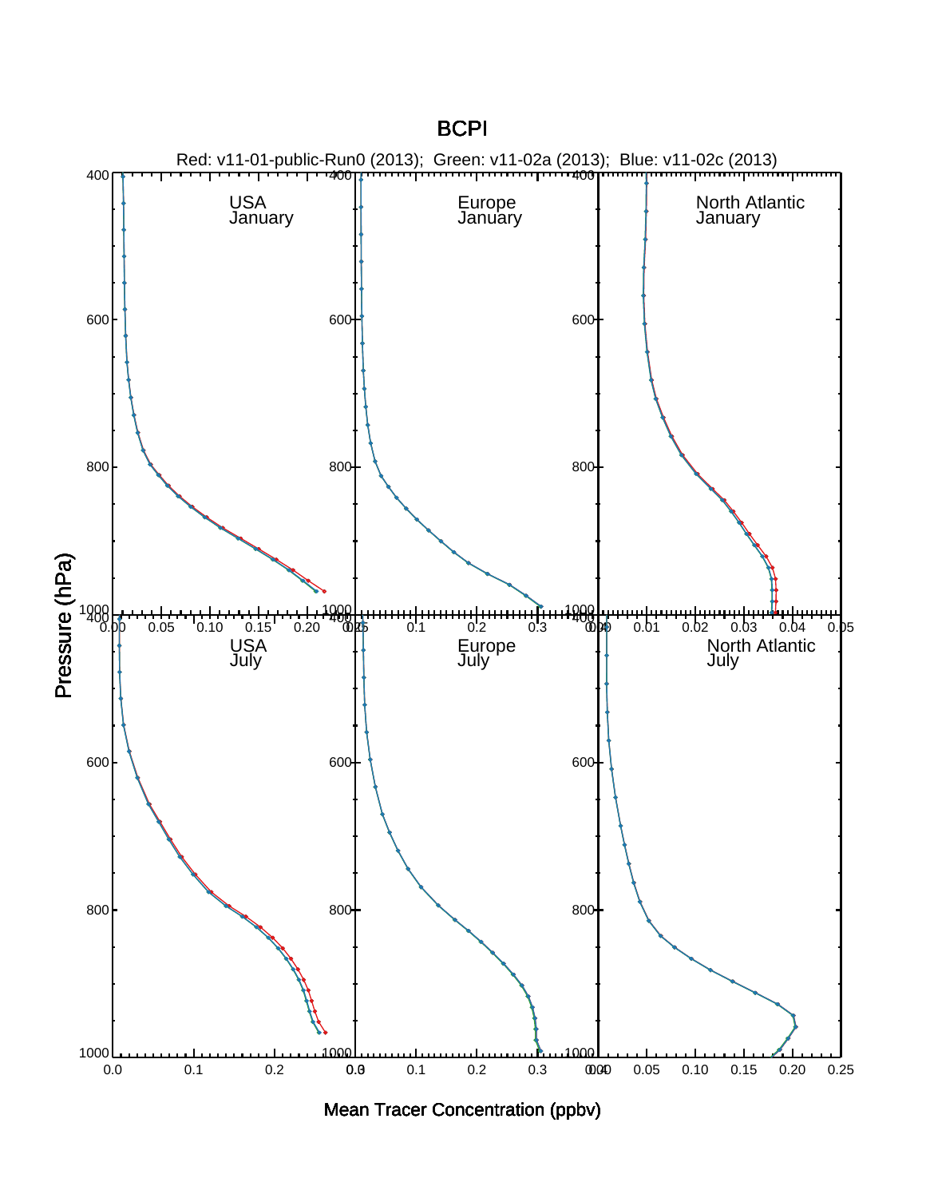# BCPI

Red: v11-01-public-Run0 (2013); Green: v11-02a (2013); Blue: v11-02c (2013)

USA January

Europe January

North Atlantic January

USA July

Europe July

North Atlantic July

Pressure (hPa)

Mean Tracer Concentration (ppbv)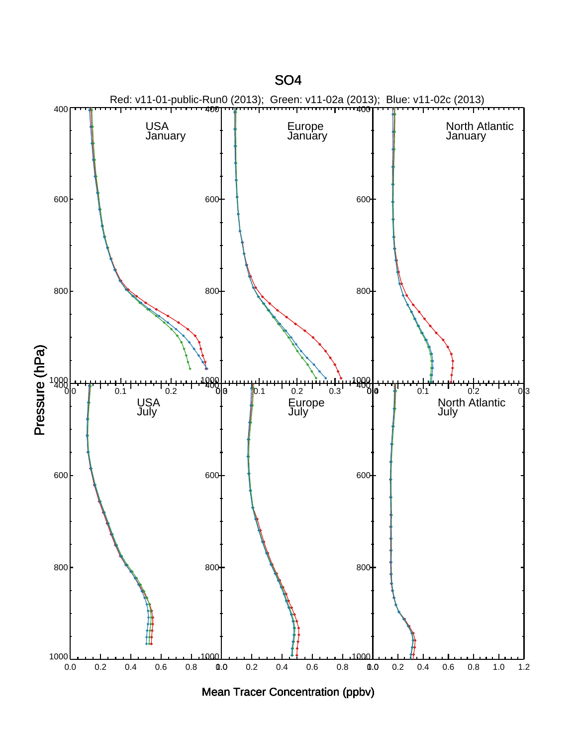# SO4

Red: v11-01-public-Run0 (2013); Green: v11-02a (2013); Blue: v11-02c (2013)

USA January

Europe January

North Atlantic January

USA July

Europe July

North Atlantic July

Pressure (hPa)

Mean Tracer Concentration (ppbv)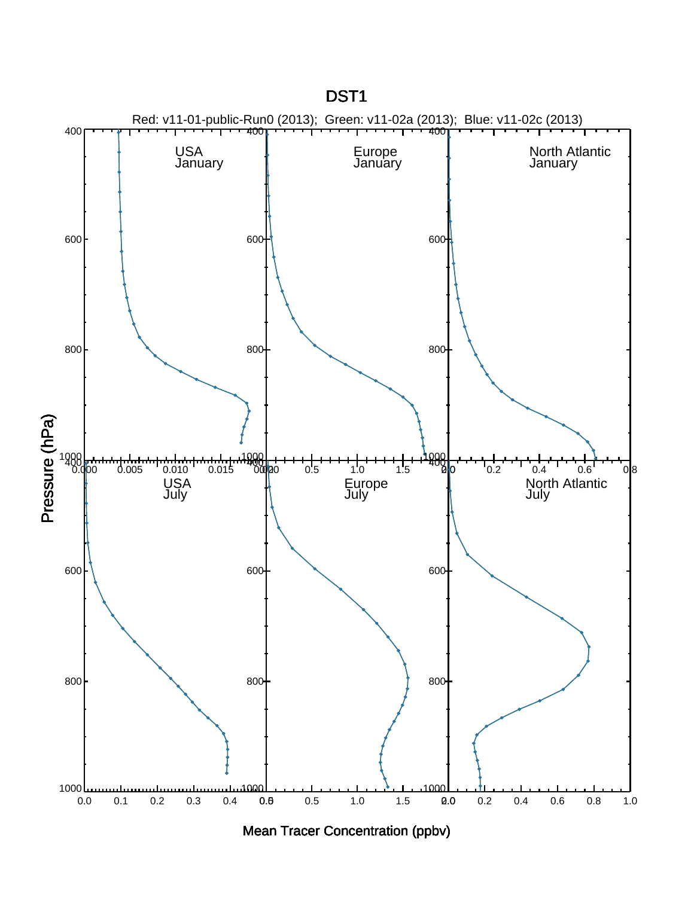# DST1

Red: v11-01-public-Run0 (2013); Green: v11-02a (2013); Blue: v11-02c (2013)

USA January

Europe January

North Atlantic January

USA July

Europe July

North Atlantic July

Pressure (hPa)

Mean Tracer Concentration (ppbv)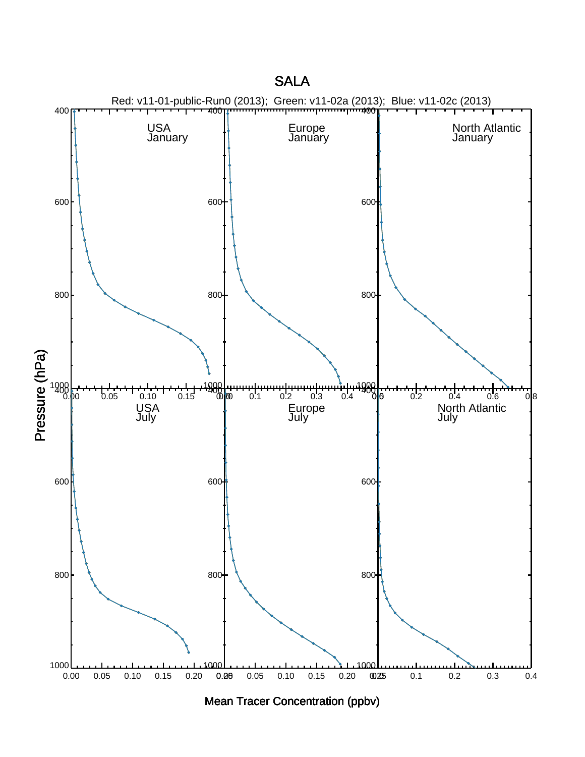# SALA

Red: v11-01-public-Run0 (2013); Green: v11-02a (2013); Blue: v11-02c (2013)

USA January | Europe January | North Atlantic January

USA July | Europe July | North Atlantic July

Pressure (hPa)

Mean Tracer Concentration (ppbv)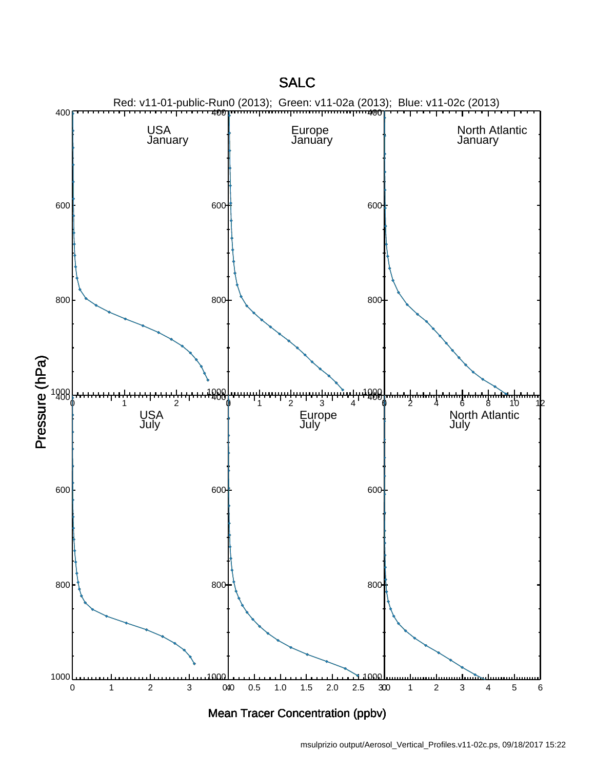# SALC

Red: v11-01-public-Run0 (2013); Green: v11-02a (2013); Blue: v11-02c (2013)

USA
January

Europe
January

North Atlantic
January

USA
July

Europe
July

North Atlantic
July

Pressure (hPa)

400
600
800
1000

0 1 2

0 1 2 3 4

0 2 4 6 8 10 12

0 1 2 3 4

0 0.5 1.0 1.5 2.0 2.5 3.0

0 1 2 3 4 5 6

Mean Tracer Concentration (ppbv)

msulprizio output/Aerosol_Vertical_Profiles.v11-02c.ps, 09/18/2017 15:22